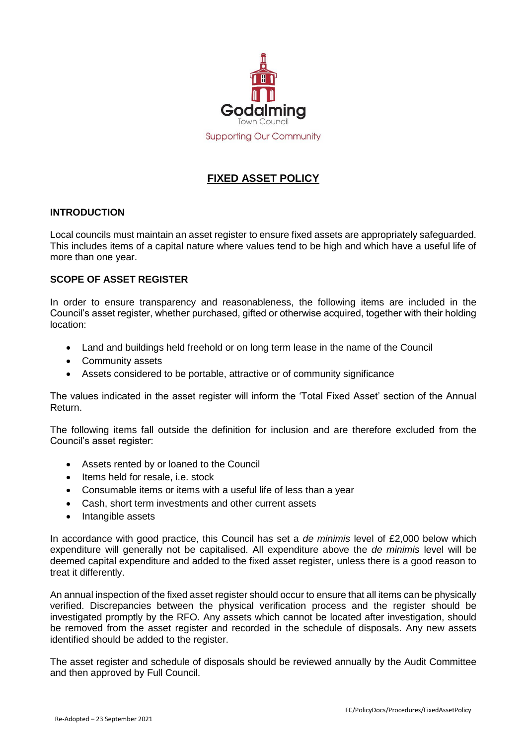Godalming
Town Council
Supporting Our Community

# FIXED ASSET POLICY

## INTRODUCTION

Local councils must maintain an asset register to ensure fixed assets are appropriately safeguarded. This includes items of a capital nature where values tend to be high and which have a useful life of more than one year.

## SCOPE OF ASSET REGISTER

In order to ensure transparency and reasonableness, the following items are included in the Council's asset register, whether purchased, gifted or otherwise acquired, together with their holding location:

- Land and buildings held freehold or on long term lease in the name of the Council
- Community assets
- Assets considered to be portable, attractive or of community significance

The values indicated in the asset register will inform the 'Total Fixed Asset' section of the Annual Return.

The following items fall outside the definition for inclusion and are therefore excluded from the Council's asset register:

- Assets rented by or loaned to the Council
- Items held for resale, i.e. stock
- Consumable items or items with a useful life of less than a year
- Cash, short term investments and other current assets
- Intangible assets

In accordance with good practice, this Council has set a *de minimis* level of £2,000 below which expenditure will generally not be capitalised. All expenditure above the *de minimis* level will be deemed capital expenditure and added to the fixed asset register, unless there is a good reason to treat it differently.

An annual inspection of the fixed asset register should occur to ensure that all items can be physically verified. Discrepancies between the physical verification process and the register should be investigated promptly by the RFO. Any assets which cannot be located after investigation, should be removed from the asset register and recorded in the schedule of disposals. Any new assets identified should be added to the register.

The asset register and schedule of disposals should be reviewed annually by the Audit Committee and then approved by Full Council.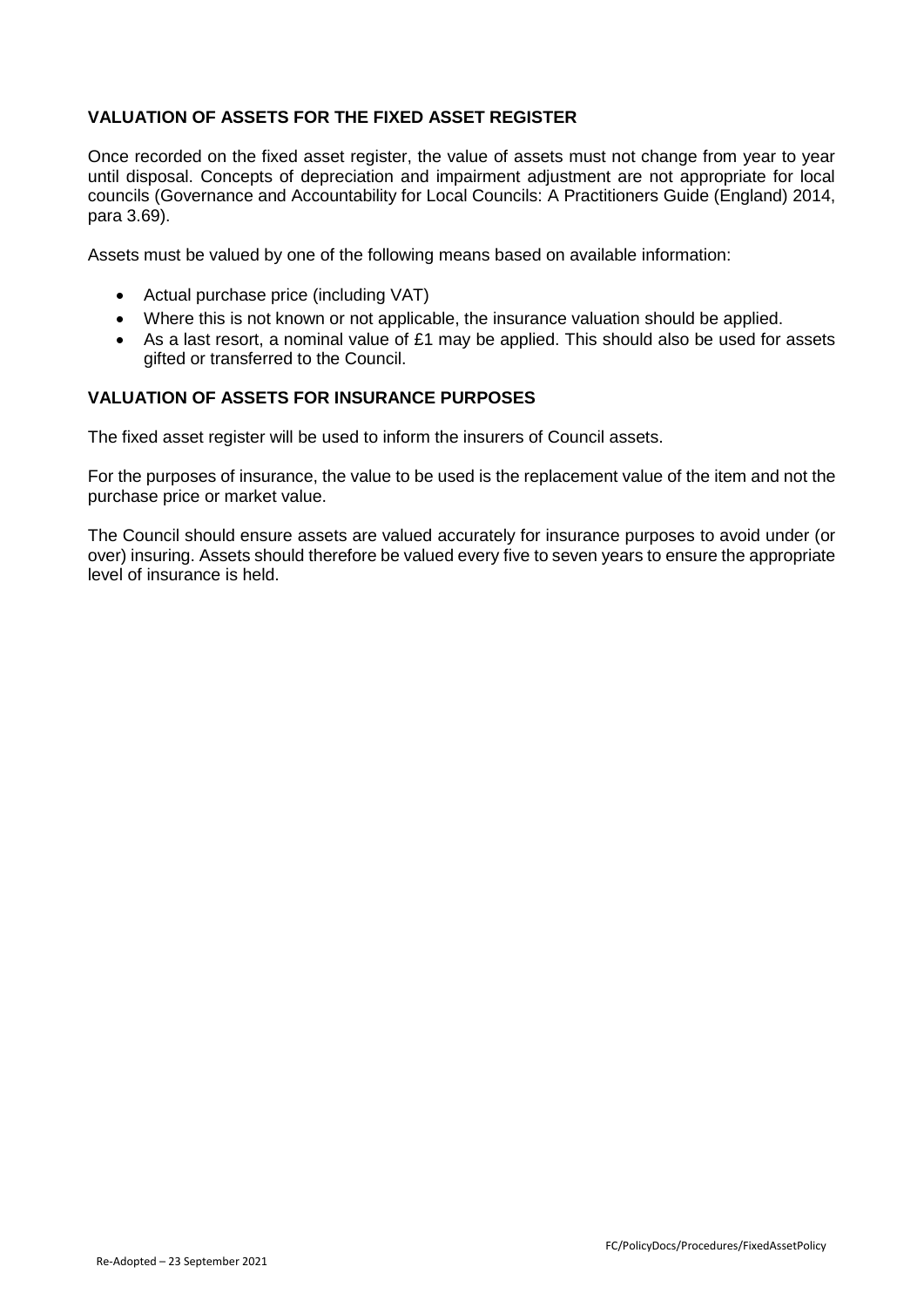## VALUATION OF ASSETS FOR THE FIXED ASSET REGISTER

Once recorded on the fixed asset register, the value of assets must not change from year to year until disposal. Concepts of depreciation and impairment adjustment are not appropriate for local councils (Governance and Accountability for Local Councils: A Practitioners Guide (England) 2014, para 3.69).

Assets must be valued by one of the following means based on available information:

- Actual purchase price (including VAT)
- Where this is not known or not applicable, the insurance valuation should be applied.
- As a last resort, a nominal value of £1 may be applied. This should also be used for assets gifted or transferred to the Council.

## VALUATION OF ASSETS FOR INSURANCE PURPOSES

The fixed asset register will be used to inform the insurers of Council assets.

For the purposes of insurance, the value to be used is the replacement value of the item and not the purchase price or market value.

The Council should ensure assets are valued accurately for insurance purposes to avoid under (or over) insuring. Assets should therefore be valued every five to seven years to ensure the appropriate level of insurance is held.